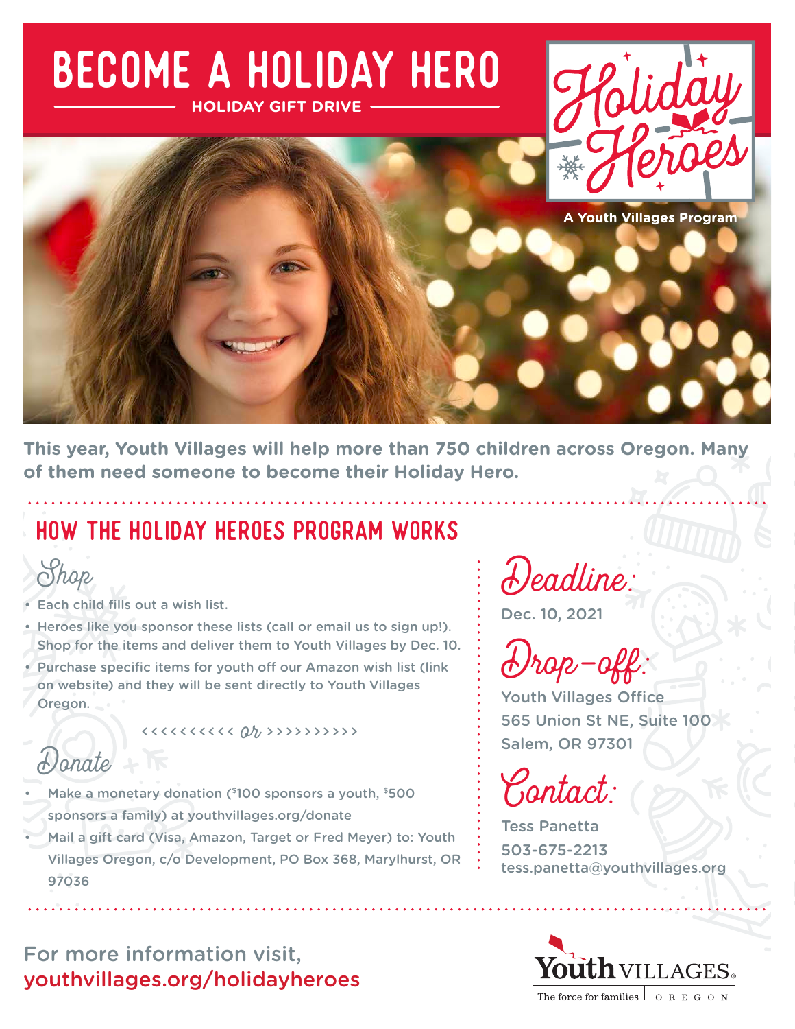# BECOME A HOLIDAY HERO

**HOLIDAY GIFT DRIVE**

Holiday Heroes

A Youth Villages Program

**This year, Youth Villages will help more than 750 children across Oregon. Many of them need someone to become their Holiday Hero.**

## HOW THE HOLIDAY HEROES PROGRAM WORKS

### Shop

- Each child fills out a wish list.
- Heroes like you sponsor these lists (call or email us to sign up!). Shop for the items and deliver them to Youth Villages by Dec. 10.
- Purchase specific items for youth off our Amazon wish list (link on website) and they will be sent directly to Youth Villages Oregon.

<<<<<<<<<< or >>>>>>>>>>

### Donate

- Make a monetary donation ($100 sponsors a youth, $500 sponsors a family) at youthvillages.org/donate
- Mail a gift card (Visa, Amazon, Target or Fred Meyer) to: Youth Villages Oregon, c/o Development, PO Box 368, Marylhurst, OR 97036

### Deadline:

Dec. 10, 2021

### Drop-off:

Youth Villages Office
565 Union St NE, Suite 100
Salem, OR 97301

### Contact:

Tess Panetta
503-675-2213
tess.panetta@youthvillages.org

For more information visit,
youthvillages.org/holidayheroes

Youth VILLAGES
The force for families | OREGON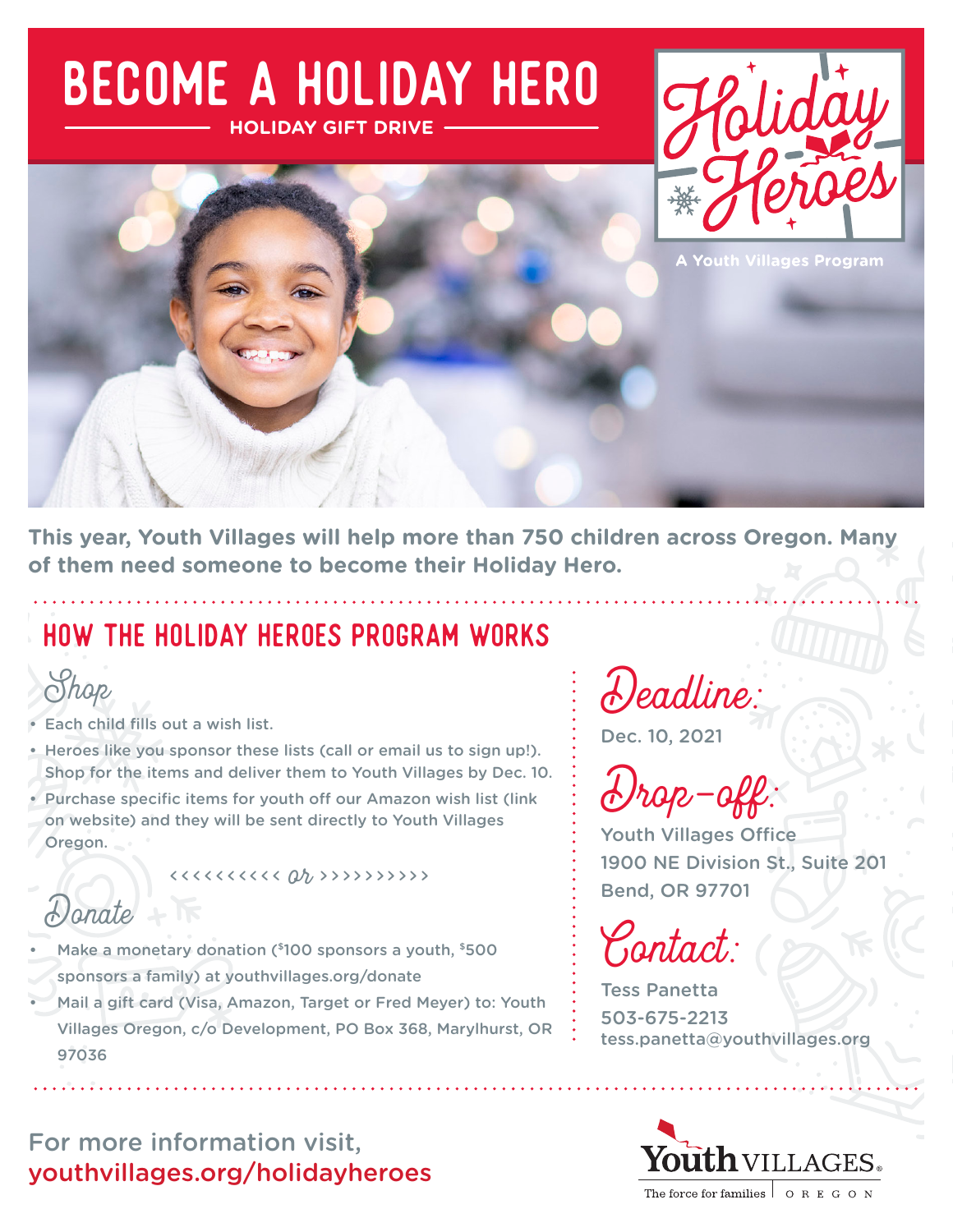# BECOME A HOLIDAY HERO

HOLIDAY GIFT DRIVE

Holiday Heroes

A Youth Villages Program

**This year, Youth Villages will help more than 750 children across Oregon. Many of them need someone to become their Holiday Hero.**

## HOW THE HOLIDAY HEROES PROGRAM WORKS

### Shop

- Each child fills out a wish list.
- Heroes like you sponsor these lists (call or email us to sign up!). Shop for the items and deliver them to Youth Villages by Dec. 10.
- Purchase specific items for youth off our Amazon wish list (link on website) and they will be sent directly to Youth Villages Oregon.

<<<<<<<<<<< or >>>>>>>>>>>

### Donate

- Make a monetary donation ($100 sponsors a youth, $500 sponsors a family) at youthvillages.org/donate
- Mail a gift card (Visa, Amazon, Target or Fred Meyer) to: Youth Villages Oregon, c/o Development, PO Box 368, Marylhurst, OR 97036

### Deadline:

Dec. 10, 2021

### Drop-off:

Youth Villages Office
1900 NE Division St., Suite 201
Bend, OR 97701

### Contact:

Tess Panetta
503-675-2213
tess.panetta@youthvillages.org

For more information visit,
youthvillages.org/holidayheroes

Youth VILLAGES
The force for families | OREGON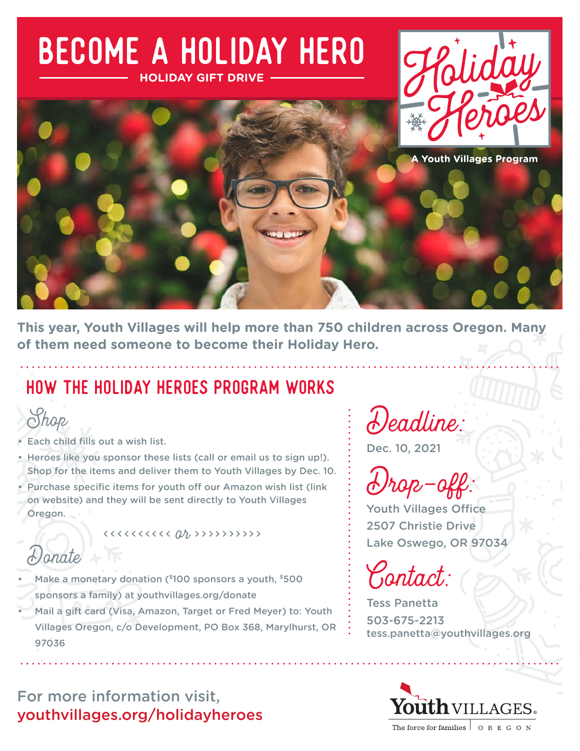# BECOME A HOLIDAY HERO

**HOLIDAY GIFT DRIVE**

Holiday Heroes

**A Youth Villages Program**

**This year, Youth Villages will help more than 750 children across Oregon. Many of them need someone to become their Holiday Hero.**

## HOW THE HOLIDAY HEROES PROGRAM WORKS

### Shop

- Each child fills out a wish list.
- Heroes like you sponsor these lists (call or email us to sign up!). Shop for the items and deliver them to Youth Villages by Dec. 10.
- Purchase specific items for youth off our Amazon wish list (link on website) and they will be sent directly to Youth Villages Oregon.

<<<<<<<<<< or >>>>>>>>>>

### Donate

- Make a monetary donation ($100 sponsors a youth, $500 sponsors a family) at youthvillages.org/donate
- Mail a gift card (Visa, Amazon, Target or Fred Meyer) to: Youth Villages Oregon, c/o Development, PO Box 368, Marylhurst, OR 97036

### Deadline:

Dec. 10, 2021

### Drop-off:

Youth Villages Office
2507 Christie Drive
Lake Oswego, OR 97034

### Contact:

Tess Panetta
503-675-2213
tess.panetta@youthvillages.org

For more information visit,
youthvillages.org/holidayheroes

Youth VILLAGES
The force for families | OREGON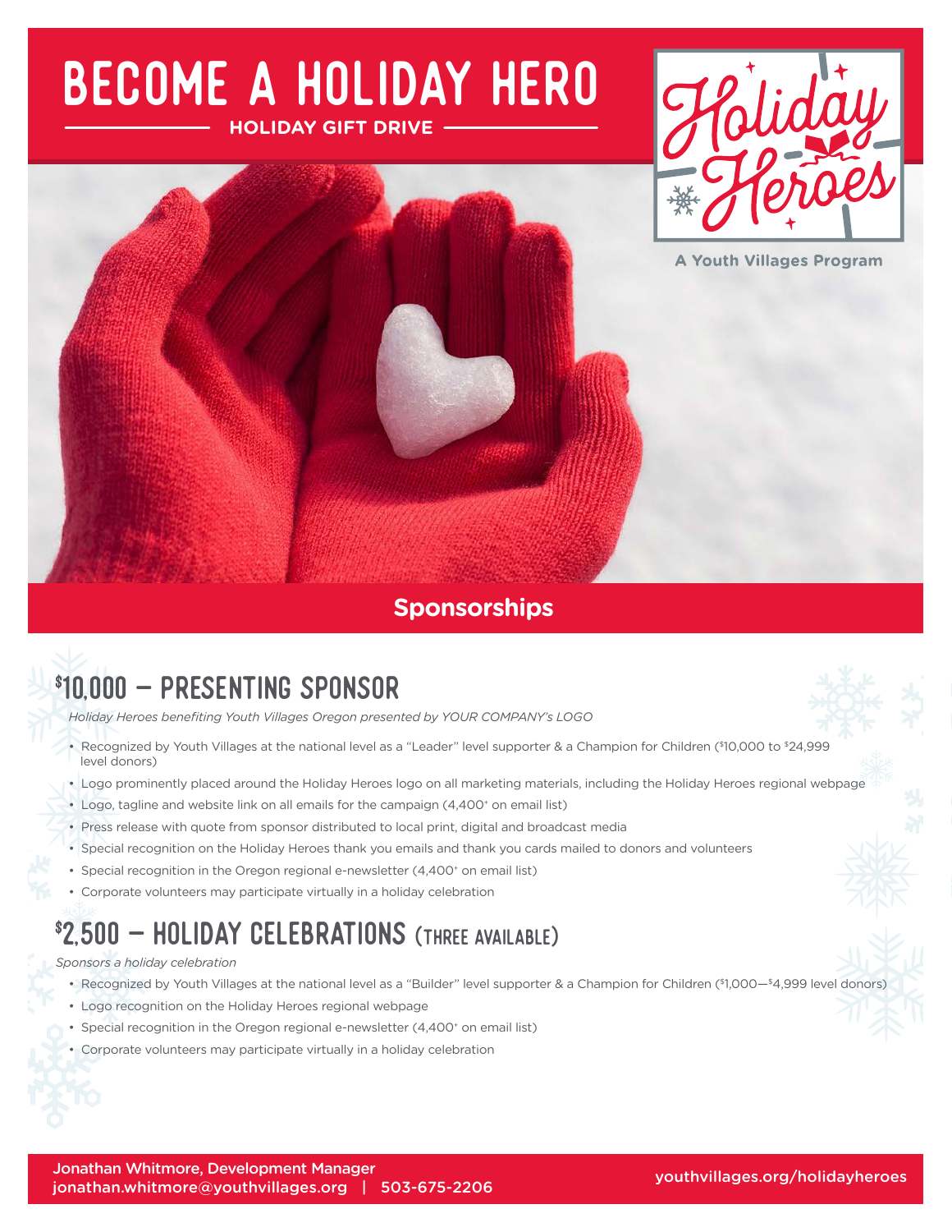# BECOME A HOLIDAY HERO

HOLIDAY GIFT DRIVE

Holiday Heroes

A Youth Villages Program

## Sponsorships

### $10,000 – PRESENTING SPONSOR

*Holiday Heroes benefiting Youth Villages Oregon presented by YOUR COMPANY's LOGO*

- Recognized by Youth Villages at the national level as a "Leader" level supporter & a Champion for Children ($10,000 to $24,999 level donors)
- Logo prominently placed around the Holiday Heroes logo on all marketing materials, including the Holiday Heroes regional webpage
- Logo, tagline and website link on all emails for the campaign (4,400+ on email list)
- Press release with quote from sponsor distributed to local print, digital and broadcast media
- Special recognition on the Holiday Heroes thank you emails and thank you cards mailed to donors and volunteers
- Special recognition in the Oregon regional e-newsletter (4,400+ on email list)
- Corporate volunteers may participate virtually in a holiday celebration

### $2,500 – HOLIDAY CELEBRATIONS (THREE AVAILABLE)

*Sponsors a holiday celebration*

- Recognized by Youth Villages at the national level as a "Builder" level supporter & a Champion for Children ($1,000—$4,999 level donors)
- Logo recognition on the Holiday Heroes regional webpage
- Special recognition in the Oregon regional e-newsletter (4,400+ on email list)
- Corporate volunteers may participate virtually in a holiday celebration

Jonathan Whitmore, Development Manager
jonathan.whitmore@youthvillages.org | 503-675-2206

youthvillages.org/holidayheroes